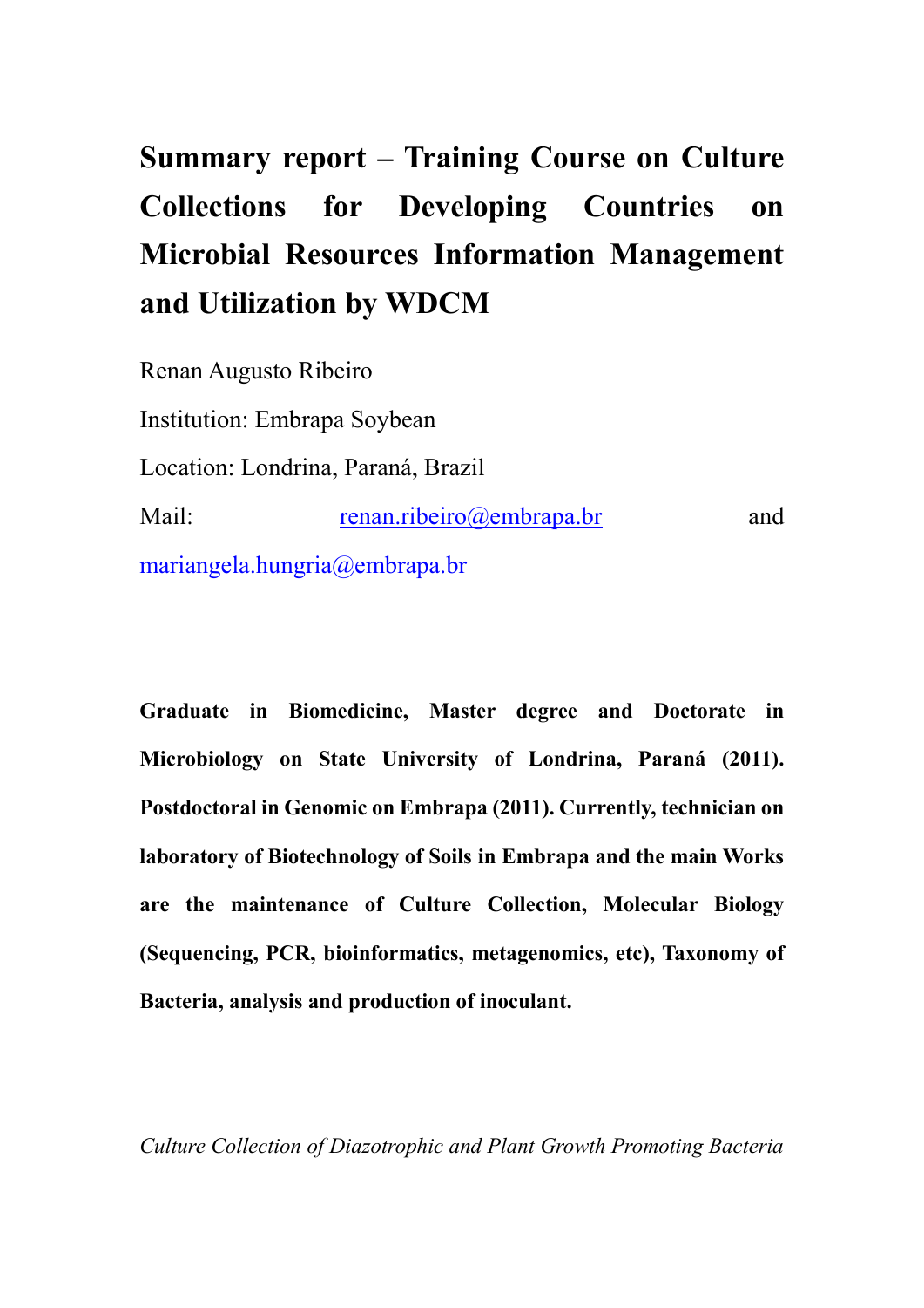# Summary report – Training Course on Culture Collections for Developing Countries on Microbial Resources Information Management and Utilization by WDCM

Renan Augusto Ribeiro

Institution: Embrapa Soybean

Location: Londrina, Paraná, Brazil

Mail: renan.ribeiro@embrapa.br and mariangela.hungria@embrapa.br

**Graduate in Biomedicine, Master degree and Doctorate in Microbiology on State University of Londrina, Paraná (2011). Postdoctoral in Genomic on Embrapa (2011). Currently, technician on laboratory of Biotechnology of Soils in Embrapa and the main Works are the maintenance of Culture Collection, Molecular Biology (Sequencing, PCR, bioinformatics, metagenomics, etc), Taxonomy of Bacteria, analysis and production of inoculant.**

*Culture Collection of Diazotrophic and Plant Growth Promoting Bacteria*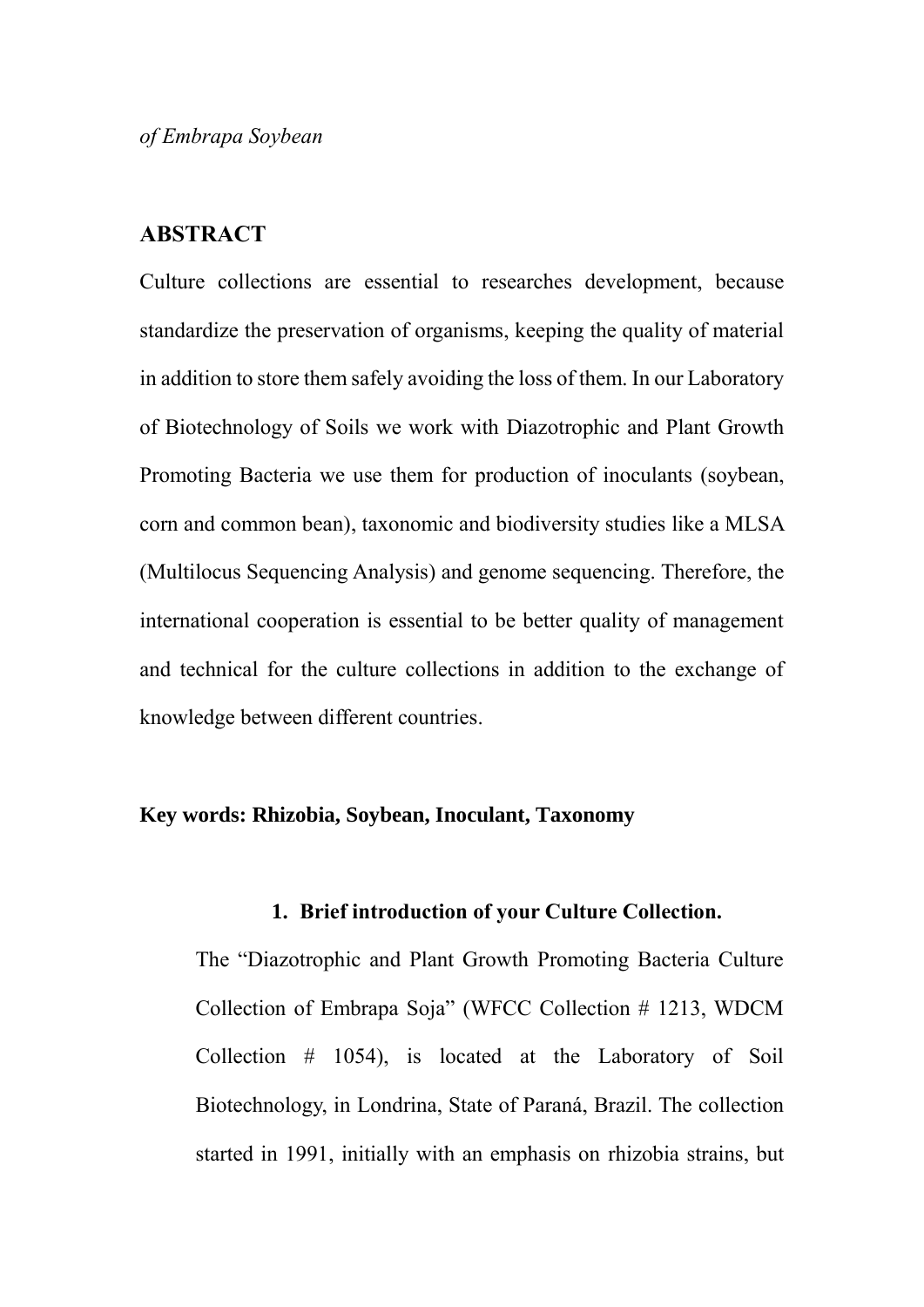*of Embrapa Soybean*

## ABSTRACT

Culture collections are essential to researches development, because standardize the preservation of organisms, keeping the quality of material in addition to store them safely avoiding the loss of them. In our Laboratory of Biotechnology of Soils we work with Diazotrophic and Plant Growth Promoting Bacteria we use them for production of inoculants (soybean, corn and common bean), taxonomic and biodiversity studies like a MLSA (Multilocus Sequencing Analysis) and genome sequencing. Therefore, the international cooperation is essential to be better quality of management and technical for the culture collections in addition to the exchange of knowledge between different countries.

**Key words: Rhizobia, Soybean, Inoculant, Taxonomy**

### 1. Brief introduction of your Culture Collection.

The "Diazotrophic and Plant Growth Promoting Bacteria Culture Collection of Embrapa Soja" (WFCC Collection # 1213, WDCM Collection # 1054), is located at the Laboratory of Soil Biotechnology, in Londrina, State of Paraná, Brazil. The collection started in 1991, initially with an emphasis on rhizobia strains, but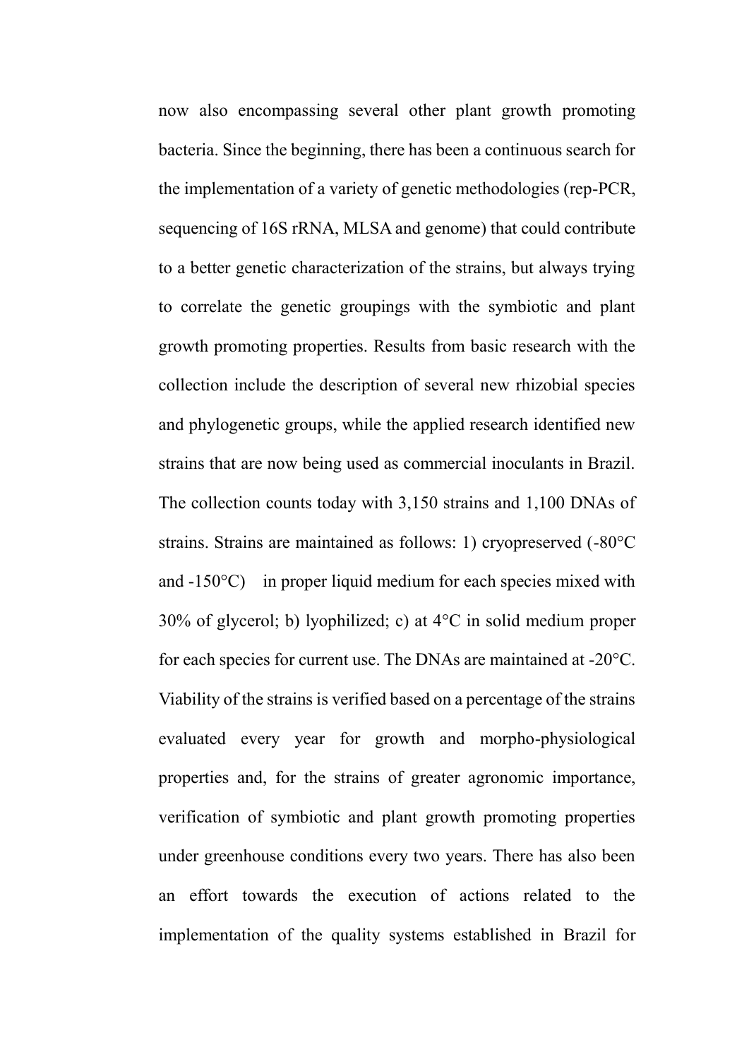now also encompassing several other plant growth promoting bacteria. Since the beginning, there has been a continuous search for the implementation of a variety of genetic methodologies (rep-PCR, sequencing of 16S rRNA, MLSA and genome) that could contribute to a better genetic characterization of the strains, but always trying to correlate the genetic groupings with the symbiotic and plant growth promoting properties. Results from basic research with the collection include the description of several new rhizobial species and phylogenetic groups, while the applied research identified new strains that are now being used as commercial inoculants in Brazil. The collection counts today with 3,150 strains and 1,100 DNAs of strains. Strains are maintained as follows: 1) cryopreserved (-80°C and -150°C) in proper liquid medium for each species mixed with 30% of glycerol; b) lyophilized; c) at 4°C in solid medium proper for each species for current use. The DNAs are maintained at -20°C. Viability of the strains is verified based on a percentage of the strains evaluated every year for growth and morpho-physiological properties and, for the strains of greater agronomic importance, verification of symbiotic and plant growth promoting properties under greenhouse conditions every two years. There has also been an effort towards the execution of actions related to the implementation of the quality systems established in Brazil for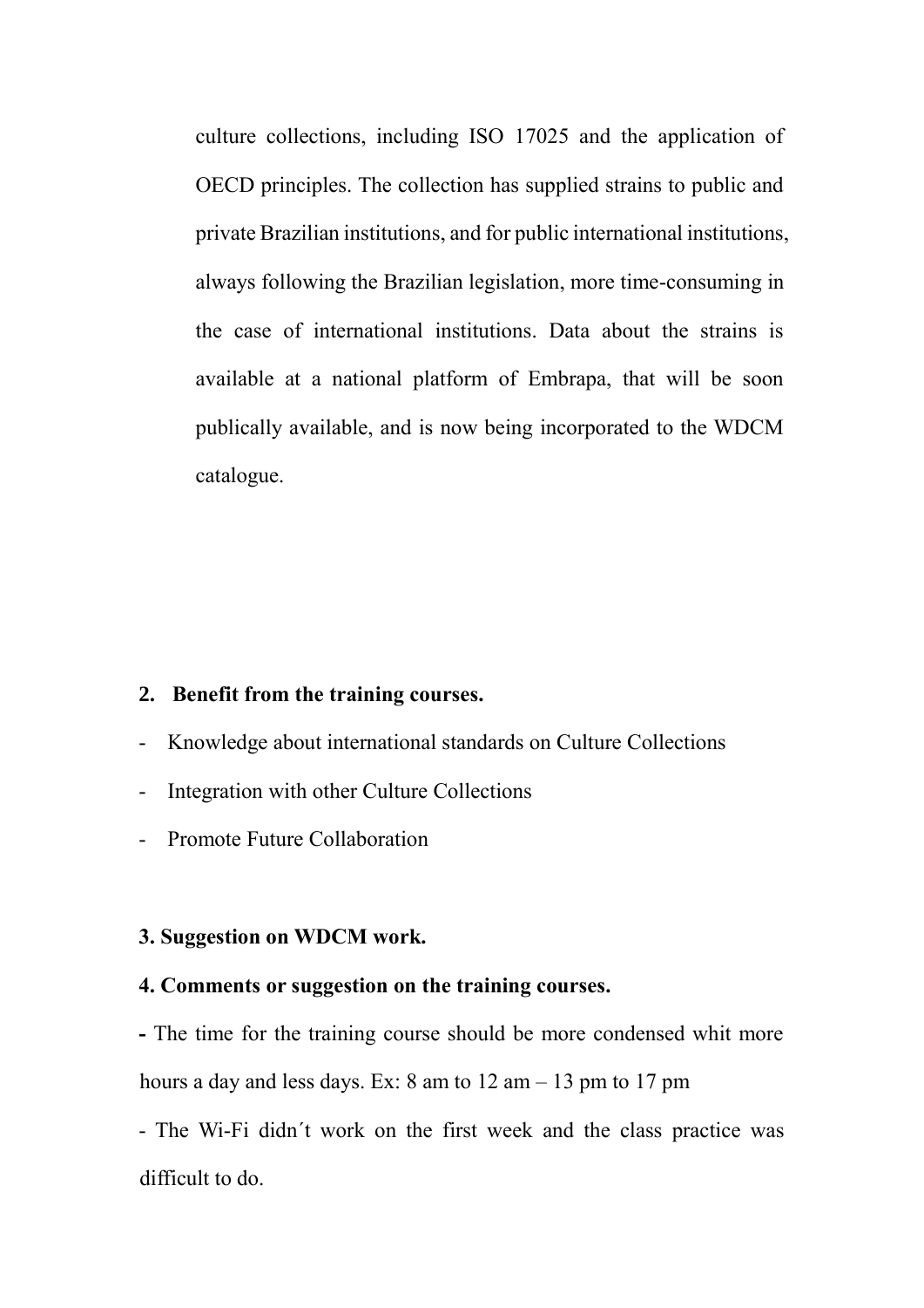culture collections, including ISO 17025 and the application of OECD principles. The collection has supplied strains to public and private Brazilian institutions, and for public international institutions, always following the Brazilian legislation, more time-consuming in the case of international institutions. Data about the strains is available at a national platform of Embrapa, that will be soon publically available, and is now being incorporated to the WDCM catalogue.

**2. Benefit from the training courses.**

- Knowledge about international standards on Culture Collections
- Integration with other Culture Collections
- Promote Future Collaboration

**3. Suggestion on WDCM work.**

**4. Comments or suggestion on the training courses.**

**-** The time for the training course should be more condensed whit more hours a day and less days. Ex: 8 am to 12 am – 13 pm to 17 pm

- The Wi-Fi didn´t work on the first week and the class practice was difficult to do.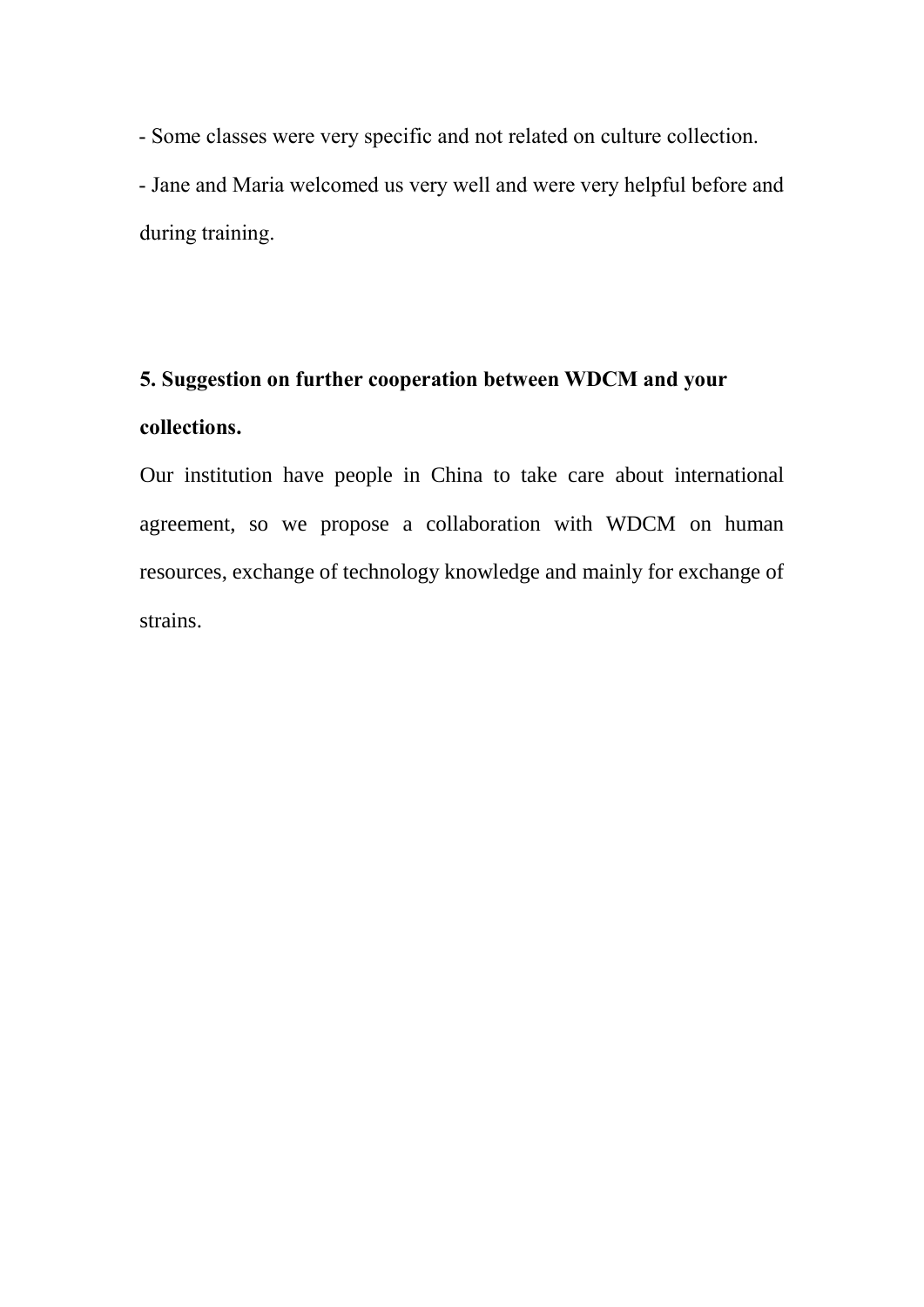- Some classes were very specific and not related on culture collection.
- Jane and Maria welcomed us very well and were very helpful before and during training.

**5. Suggestion on further cooperation between WDCM and your collections.**

Our institution have people in China to take care about international agreement, so we propose a collaboration with WDCM on human resources, exchange of technology knowledge and mainly for exchange of strains.